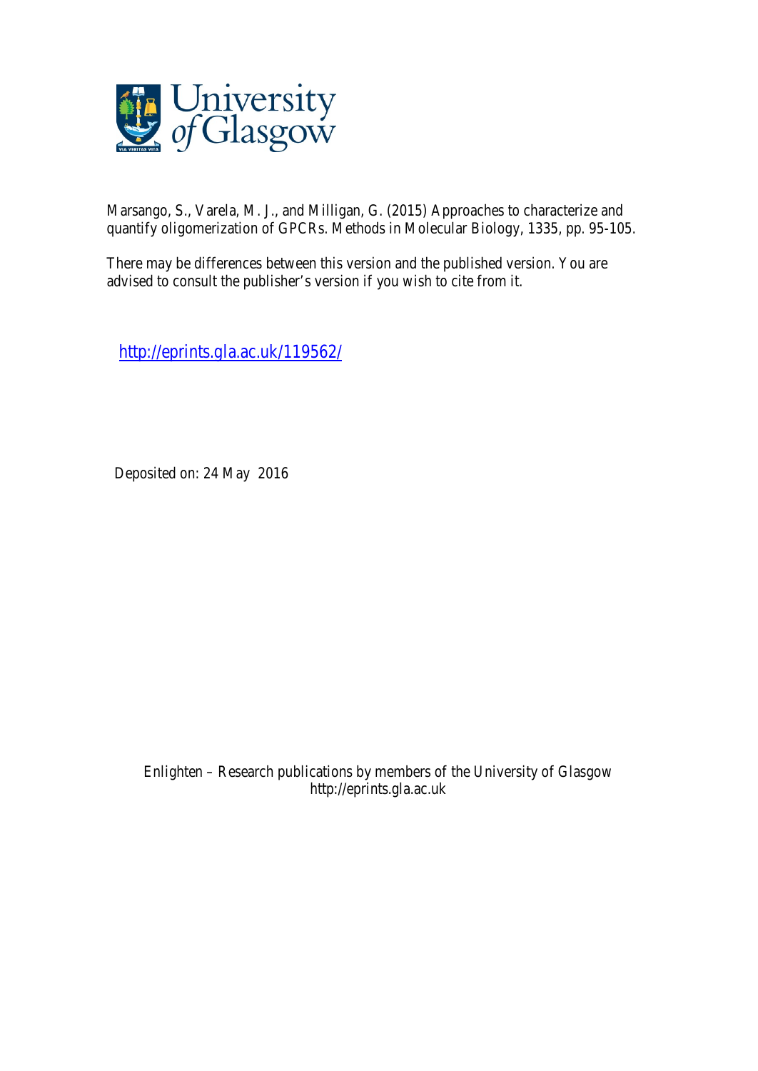Marsango, S., Varela, M. J., and Milligan, G. (2015) Approaches to characterize and quantify oligomerization of GPCRs. Methods in Molecular Biology, 1335, pp. 95-105.

There may be differences between this version and the published version. You are advised to consult the publisher's version if you wish to cite from it.

http://eprints.gla.ac.uk/119562/

Deposited on: 24 May 2016

Enlighten – Research publications by members of the University of Glasgow
http://eprints.gla.ac.uk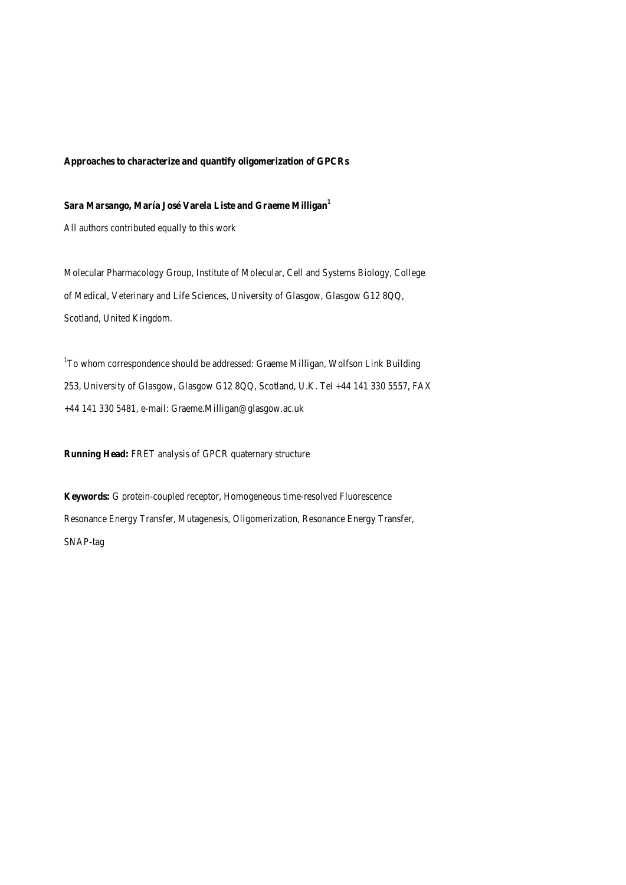**Approaches to characterize and quantify oligomerization of GPCRs**

**Sara Marsango, María José Varela Liste and Graeme Milligan[1]**

All authors contributed equally to this work

Molecular Pharmacology Group, Institute of Molecular, Cell and Systems Biology, College of Medical, Veterinary and Life Sciences, University of Glasgow, Glasgow G12 8QQ, Scotland, United Kingdom.

[1]To whom correspondence should be addressed: Graeme Milligan, Wolfson Link Building 253, University of Glasgow, Glasgow G12 8QQ, Scotland, U.K. Tel +44 141 330 5557, FAX +44 141 330 5481, e-mail: Graeme.Milligan@glasgow.ac.uk

**Running Head:** FRET analysis of GPCR quaternary structure

**Keywords:** G protein-coupled receptor, Homogeneous time-resolved Fluorescence Resonance Energy Transfer, Mutagenesis, Oligomerization, Resonance Energy Transfer, SNAP-tag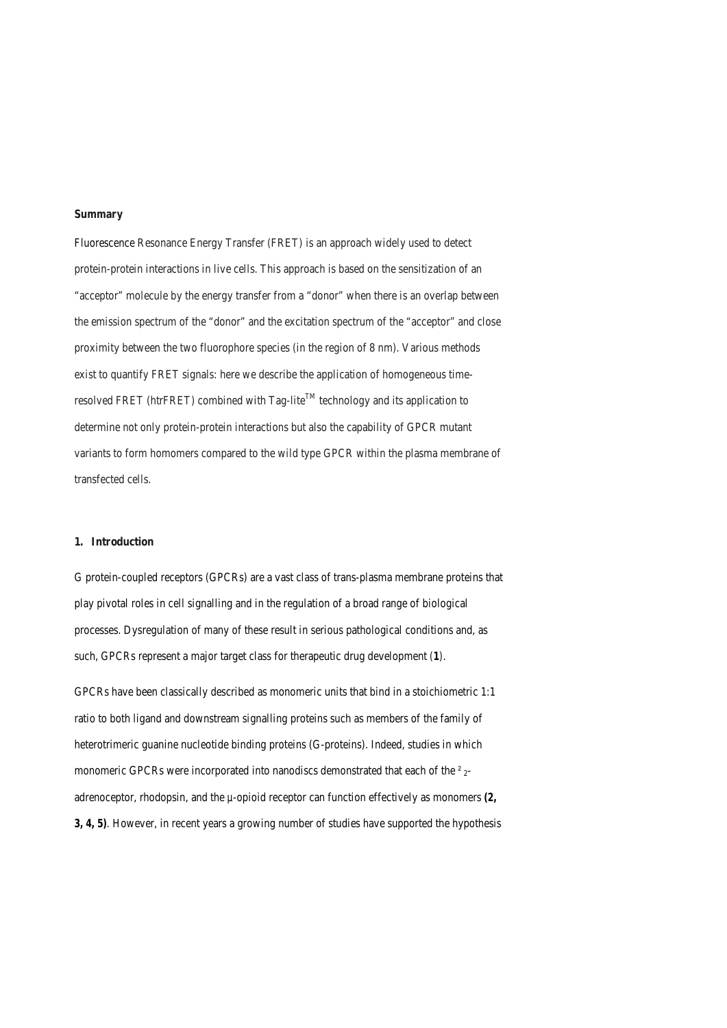**Summary**

Fluorescence Resonance Energy Transfer (FRET) is an approach widely used to detect protein-protein interactions in live cells. This approach is based on the sensitization of an "acceptor" molecule by the energy transfer from a "donor" when there is an overlap between the emission spectrum of the "donor" and the excitation spectrum of the "acceptor" and close proximity between the two fluorophore species (in the region of 8 nm). Various methods exist to quantify FRET signals: here we describe the application of homogeneous time-resolved FRET (htrFRET) combined with Tag-lite™ technology and its application to determine not only protein-protein interactions but also the capability of GPCR mutant variants to form homomers compared to the wild type GPCR within the plasma membrane of transfected cells.

## 1. Introduction

G protein-coupled receptors (GPCRs) are a vast class of trans-plasma membrane proteins that play pivotal roles in cell signalling and in the regulation of a broad range of biological processes. Dysregulation of many of these result in serious pathological conditions and, as such, GPCRs represent a major target class for therapeutic drug development (**1**).

GPCRs have been classically described as monomeric units that bind in a stoichiometric 1:1 ratio to both ligand and downstream signalling proteins such as members of the family of heterotrimeric guanine nucleotide binding proteins (G-proteins). Indeed, studies in which monomeric GPCRs were incorporated into nanodiscs demonstrated that each of the $\beta_2$-adrenoceptor, rhodopsin, and the µ-opioid receptor can function effectively as monomers **(2, 3, 4, 5)**. However, in recent years a growing number of studies have supported the hypothesis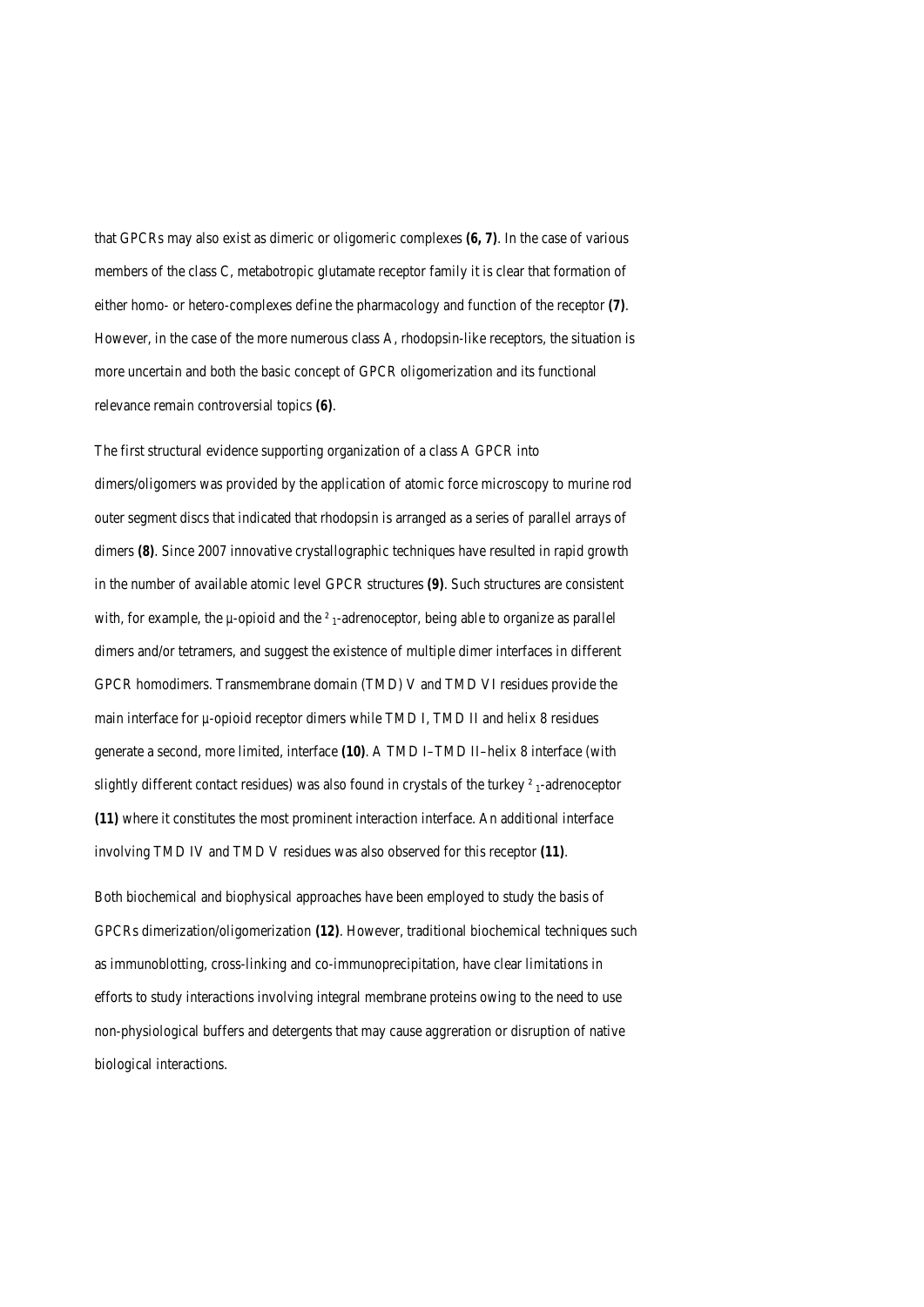that GPCRs may also exist as dimeric or oligomeric complexes **(6, 7)**. In the case of various members of the class C, metabotropic glutamate receptor family it is clear that formation of either homo- or hetero-complexes define the pharmacology and function of the receptor **(7)**. However, in the case of the more numerous class A, rhodopsin-like receptors, the situation is more uncertain and both the basic concept of GPCR oligomerization and its functional relevance remain controversial topics **(6)**.

The first structural evidence supporting organization of a class A GPCR into dimers/oligomers was provided by the application of atomic force microscopy to murine rod outer segment discs that indicated that rhodopsin is arranged as a series of parallel arrays of dimers **(8)**. Since 2007 innovative crystallographic techniques have resulted in rapid growth in the number of available atomic level GPCR structures **(9)**. Such structures are consistent with, for example, the µ-opioid and the $\beta_1$-adrenoceptor, being able to organize as parallel dimers and/or tetramers, and suggest the existence of multiple dimer interfaces in different GPCR homodimers. Transmembrane domain (TMD) V and TMD VI residues provide the main interface for µ-opioid receptor dimers while TMD I, TMD II and helix 8 residues generate a second, more limited, interface **(10)**. A TMD I–TMD II–helix 8 interface (with slightly different contact residues) was also found in crystals of the turkey $\beta_1$-adrenoceptor **(11)** where it constitutes the most prominent interaction interface. An additional interface involving TMD IV and TMD V residues was also observed for this receptor **(11)**.

Both biochemical and biophysical approaches have been employed to study the basis of GPCRs dimerization/oligomerization **(12)**. However, traditional biochemical techniques such as immunoblotting, cross-linking and co-immunoprecipitation, have clear limitations in efforts to study interactions involving integral membrane proteins owing to the need to use non-physiological buffers and detergents that may cause aggreration or disruption of native biological interactions.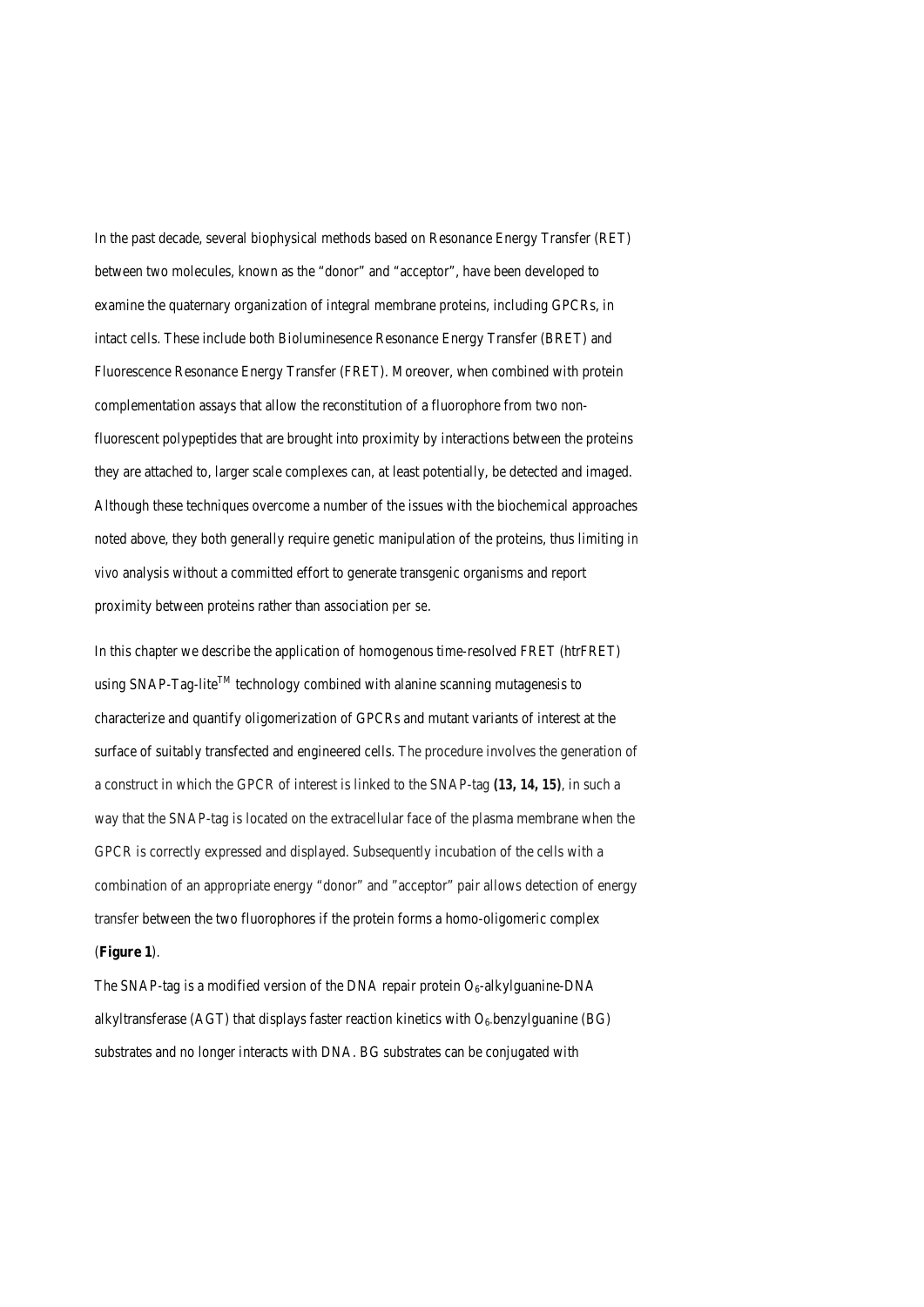In the past decade, several biophysical methods based on Resonance Energy Transfer (RET) between two molecules, known as the "donor" and "acceptor", have been developed to examine the quaternary organization of integral membrane proteins, including GPCRs, in intact cells. These include both Bioluminesence Resonance Energy Transfer (BRET) and Fluorescence Resonance Energy Transfer (FRET). Moreover, when combined with protein complementation assays that allow the reconstitution of a fluorophore from two non-fluorescent polypeptides that are brought into proximity by interactions between the proteins they are attached to, larger scale complexes can, at least potentially, be detected and imaged. Although these techniques overcome a number of the issues with the biochemical approaches noted above, they both generally require genetic manipulation of the proteins, thus limiting *in vivo* analysis without a committed effort to generate transgenic organisms and report proximity between proteins rather than association *per se*.

In this chapter we describe the application of homogenous time-resolved FRET (htrFRET) using SNAP-Tag-lite$^{TM}$ technology combined with alanine scanning mutagenesis to characterize and quantify oligomerization of GPCRs and mutant variants of interest at the surface of suitably transfected and engineered cells. The procedure involves the generation of a construct in which the GPCR of interest is linked to the SNAP-tag **(13, 14, 15)**, in such a way that the SNAP-tag is located on the extracellular face of the plasma membrane when the GPCR is correctly expressed and displayed. Subsequently incubation of the cells with a combination of an appropriate energy "donor" and "acceptor" pair allows detection of energy transfer between the two fluorophores if the protein forms a homo-oligomeric complex (**Figure 1**).

The SNAP-tag is a modified version of the DNA repair protein $O_6$-alkylguanine-DNA alkyltransferase (AGT) that displays faster reaction kinetics with $O_6$-benzylguanine (BG) substrates and no longer interacts with DNA. BG substrates can be conjugated with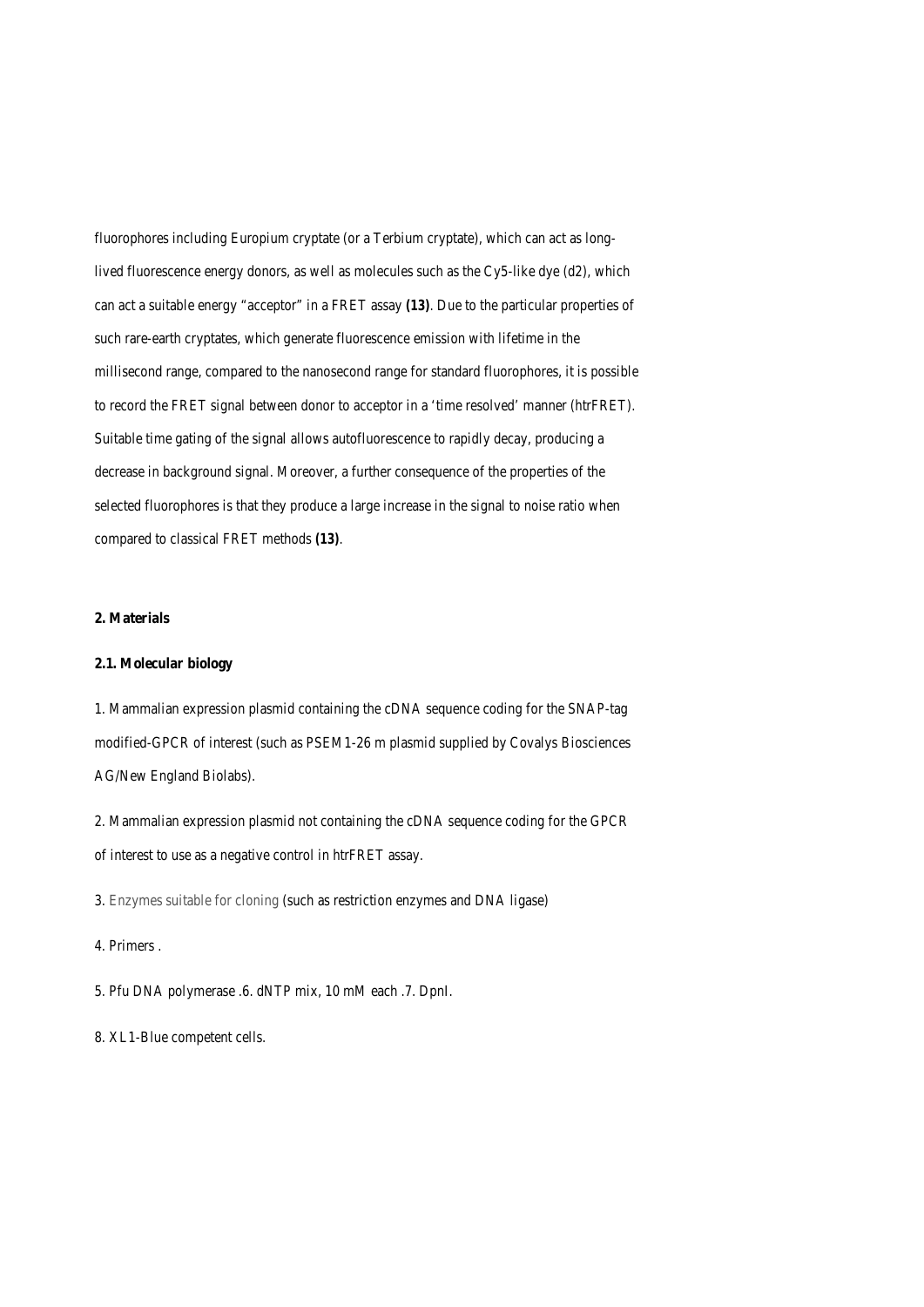fluorophores including Europium cryptate (or a Terbium cryptate), which can act as long-lived fluorescence energy donors, as well as molecules such as the Cy5-like dye (d2), which can act a suitable energy “acceptor” in a FRET assay **(13)**. Due to the particular properties of such rare-earth cryptates, which generate fluorescence emission with lifetime in the millisecond range, compared to the nanosecond range for standard fluorophores, it is possible to record the FRET signal between donor to acceptor in a ‘time resolved’ manner (htrFRET). Suitable time gating of the signal allows autofluorescence to rapidly decay, producing a decrease in background signal. Moreover, a further consequence of the properties of the selected fluorophores is that they produce a large increase in the signal to noise ratio when compared to classical FRET methods **(13)**.

## 2. Materials

### 2.1. Molecular biology

1. Mammalian expression plasmid containing the cDNA sequence coding for the SNAP-tag modified-GPCR of interest (such as PSEM1-26 m plasmid supplied by Covalys Biosciences AG/New England Biolabs).

2. Mammalian expression plasmid not containing the cDNA sequence coding for the GPCR of interest to use as a negative control in htrFRET assay.

3. Enzymes suitable for cloning (such as restriction enzymes and DNA ligase)

4. Primers .

5. Pfu DNA polymerase .6. dNTP mix, 10 mM each .7. DpnI.

8. XL1-Blue competent cells.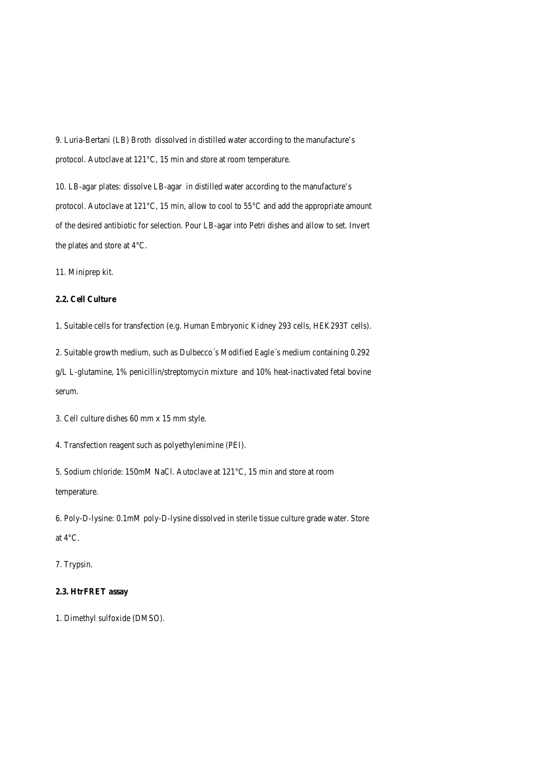9. Luria-Bertani (LB) Broth dissolved in distilled water according to the manufacture's protocol. Autoclave at 121°C, 15 min and store at room temperature.

10. LB-agar plates: dissolve LB-agar in distilled water according to the manufacture's protocol. Autoclave at 121°C, 15 min, allow to cool to 55°C and add the appropriate amount of the desired antibiotic for selection. Pour LB-agar into Petri dishes and allow to set. Invert the plates and store at 4°C.

11. Miniprep kit.

**2.2. Cell Culture**

1. Suitable cells for transfection (e.g. Human Embryonic Kidney 293 cells, HEK293T cells).

2. Suitable growth medium, such as Dulbecco´s Modified Eagle´s medium containing 0.292 g/L L-glutamine, 1% penicillin/streptomycin mixture and 10% heat-inactivated fetal bovine serum.

3. Cell culture dishes 60 mm x 15 mm style.

4. Transfection reagent such as polyethylenimine (PEI).

5. Sodium chloride: 150mM NaCl. Autoclave at 121°C, 15 min and store at room temperature.

6. Poly-D-lysine: 0.1mM poly-D-lysine dissolved in sterile tissue culture grade water. Store at 4°C.

7. Trypsin.

**2.3. HtrFRET assay**

1. Dimethyl sulfoxide (DMSO).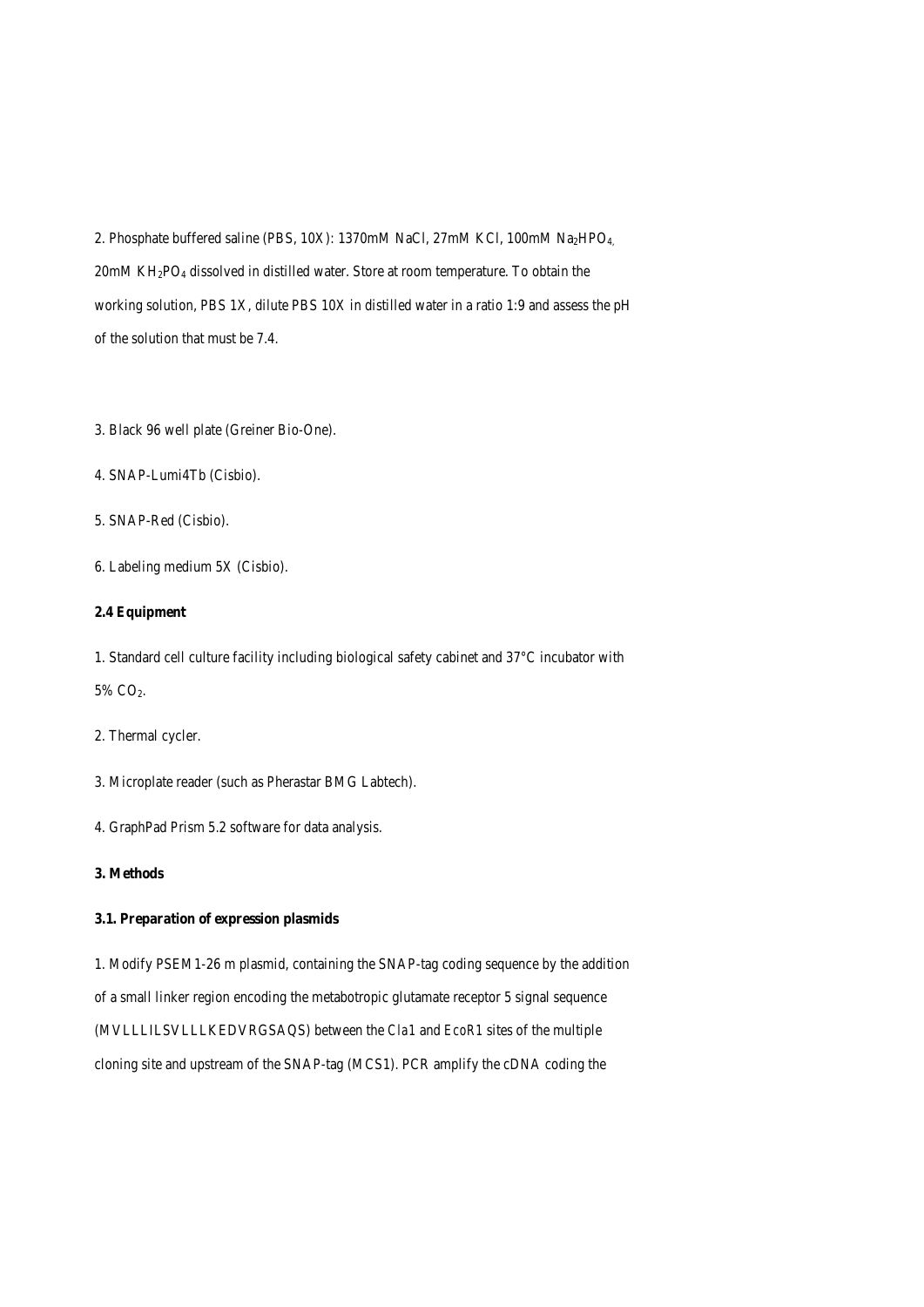2. Phosphate buffered saline (PBS, 10X): 1370mM NaCl, 27mM KCl, 100mM $Na_2HPO_4$, 20mM $KH_2PO_4$ dissolved in distilled water. Store at room temperature. To obtain the working solution, PBS 1X, dilute PBS 10X in distilled water in a ratio 1:9 and assess the pH of the solution that must be 7.4.

3. Black 96 well plate (Greiner Bio-One).

4. SNAP-Lumi4Tb (Cisbio).

5. SNAP-Red (Cisbio).

6. Labeling medium 5X (Cisbio).

**2.4 Equipment**

1. Standard cell culture facility including biological safety cabinet and 37°C incubator with 5% $CO_2$.

2. Thermal cycler.

3. Microplate reader (such as Pherastar BMG Labtech).

4. GraphPad Prism 5.2 software for data analysis.

**3. Methods**

**3.1. Preparation of expression plasmids**

1. Modify PSEM1-26 m plasmid, containing the SNAP-tag coding sequence by the addition of a small linker region encoding the metabotropic glutamate receptor 5 signal sequence (MVLLLILSVLLLKEDVRGSAQS) between the *Cla1* and *EcoR1* sites of the multiple cloning site and upstream of the SNAP-tag (MCS1). PCR amplify the cDNA coding the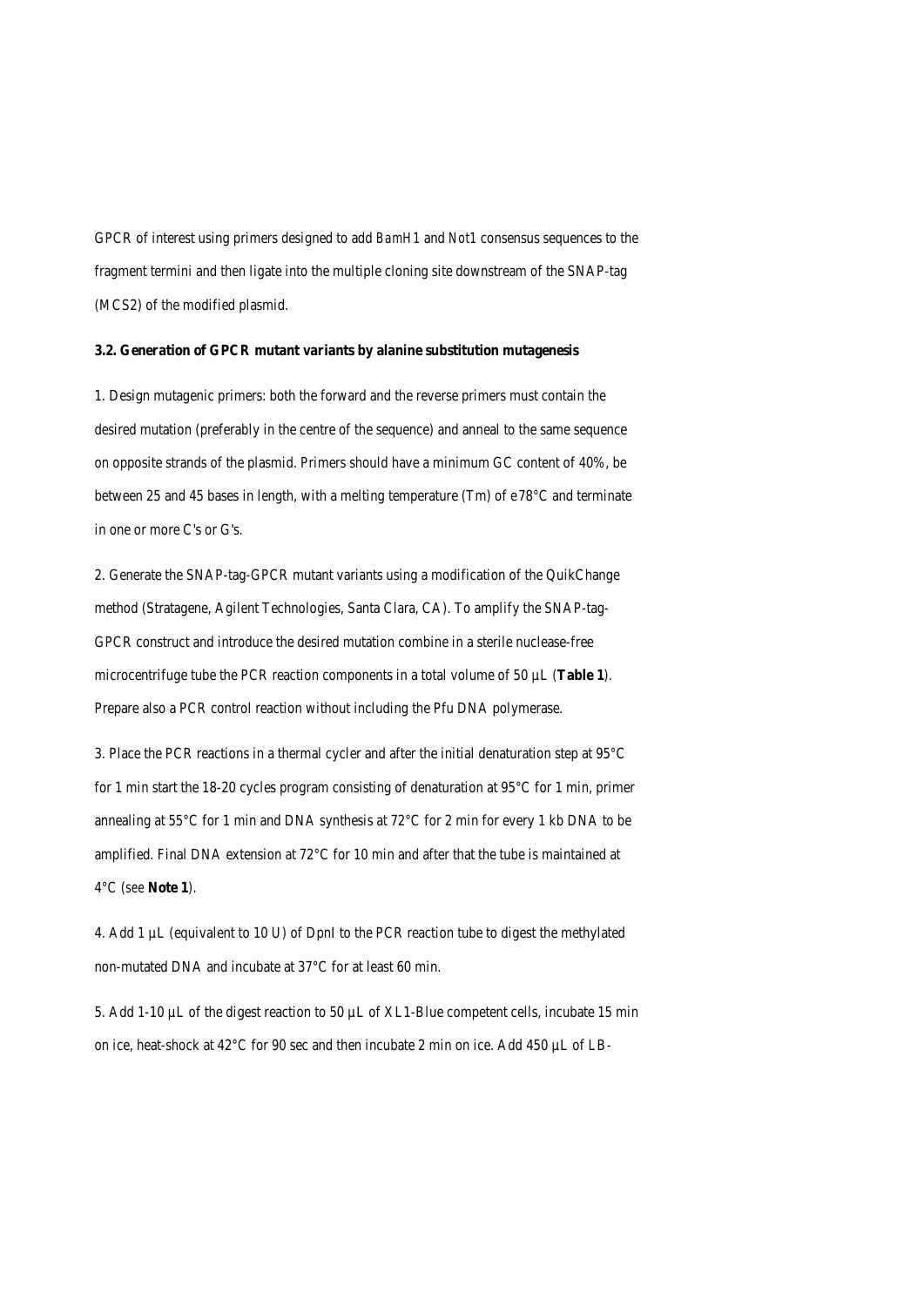GPCR of interest using primers designed to add *BamH1* and *Not1* consensus sequences to the fragment termini and then ligate into the multiple cloning site downstream of the SNAP-tag (MCS2) of the modified plasmid.

**3.2. Generation of GPCR mutant variants by alanine substitution mutagenesis**

1. Design mutagenic primers: both the forward and the reverse primers must contain the desired mutation (preferably in the centre of the sequence) and anneal to the same sequence on opposite strands of the plasmid. Primers should have a minimum GC content of 40%, be between 25 and 45 bases in length, with a melting temperature (Tm) of e78°C and terminate in one or more C's or G's.

2. Generate the SNAP-tag-GPCR mutant variants using a modification of the QuikChange method (Stratagene, Agilent Technologies, Santa Clara, CA). To amplify the SNAP-tag-GPCR construct and introduce the desired mutation combine in a sterile nuclease-free microcentrifuge tube the PCR reaction components in a total volume of 50 µL (**Table 1**). Prepare also a PCR control reaction without including the Pfu DNA polymerase.

3. Place the PCR reactions in a thermal cycler and after the initial denaturation step at 95°C for 1 min start the 18-20 cycles program consisting of denaturation at 95°C for 1 min, primer annealing at 55°C for 1 min and DNA synthesis at 72°C for 2 min for every 1 kb DNA to be amplified. Final DNA extension at 72°C for 10 min and after that the tube is maintained at 4°C (see **Note 1**).

4. Add 1 µL (equivalent to 10 U) of DpnI to the PCR reaction tube to digest the methylated non-mutated DNA and incubate at 37°C for at least 60 min.

5. Add 1-10 µL of the digest reaction to 50 µL of XL1-Blue competent cells, incubate 15 min on ice, heat-shock at 42°C for 90 sec and then incubate 2 min on ice. Add 450 µL of LB-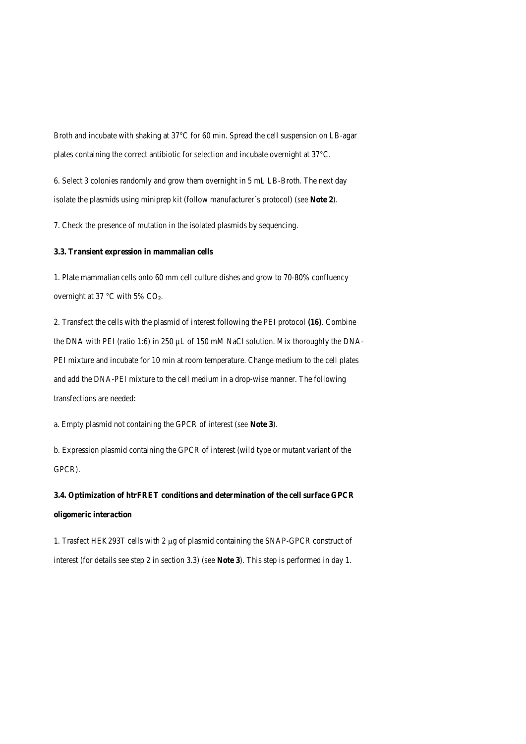Broth and incubate with shaking at 37°C for 60 min. Spread the cell suspension on LB-agar plates containing the correct antibiotic for selection and incubate overnight at 37°C.

6. Select 3 colonies randomly and grow them overnight in 5 mL LB-Broth. The next day isolate the plasmids using miniprep kit (follow manufacturer`s protocol) (see **Note 2**).

7. Check the presence of mutation in the isolated plasmids by sequencing.

### 3.3. Transient expression in mammalian cells

1. Plate mammalian cells onto 60 mm cell culture dishes and grow to 70-80% confluency overnight at 37 °C with 5% $CO_2$.

2. Transfect the cells with the plasmid of interest following the PEI protocol **(16)**. Combine the DNA with PEI (ratio 1:6) in 250 µL of 150 mM NaCl solution. Mix thoroughly the DNA-PEI mixture and incubate for 10 min at room temperature. Change medium to the cell plates and add the DNA-PEI mixture to the cell medium in a drop-wise manner. The following transfections are needed:

a. Empty plasmid not containing the GPCR of interest (see **Note 3**).

b. Expression plasmid containing the GPCR of interest (wild type or mutant variant of the GPCR).

### 3.4. Optimization of htrFRET conditions and determination of the cell surface GPCR oligomeric interaction

1. Trasfect HEK293T cells with 2 µg of plasmid containing the SNAP-GPCR construct of interest (for details see step 2 in section 3.3) (see **Note 3**). This step is performed in day 1.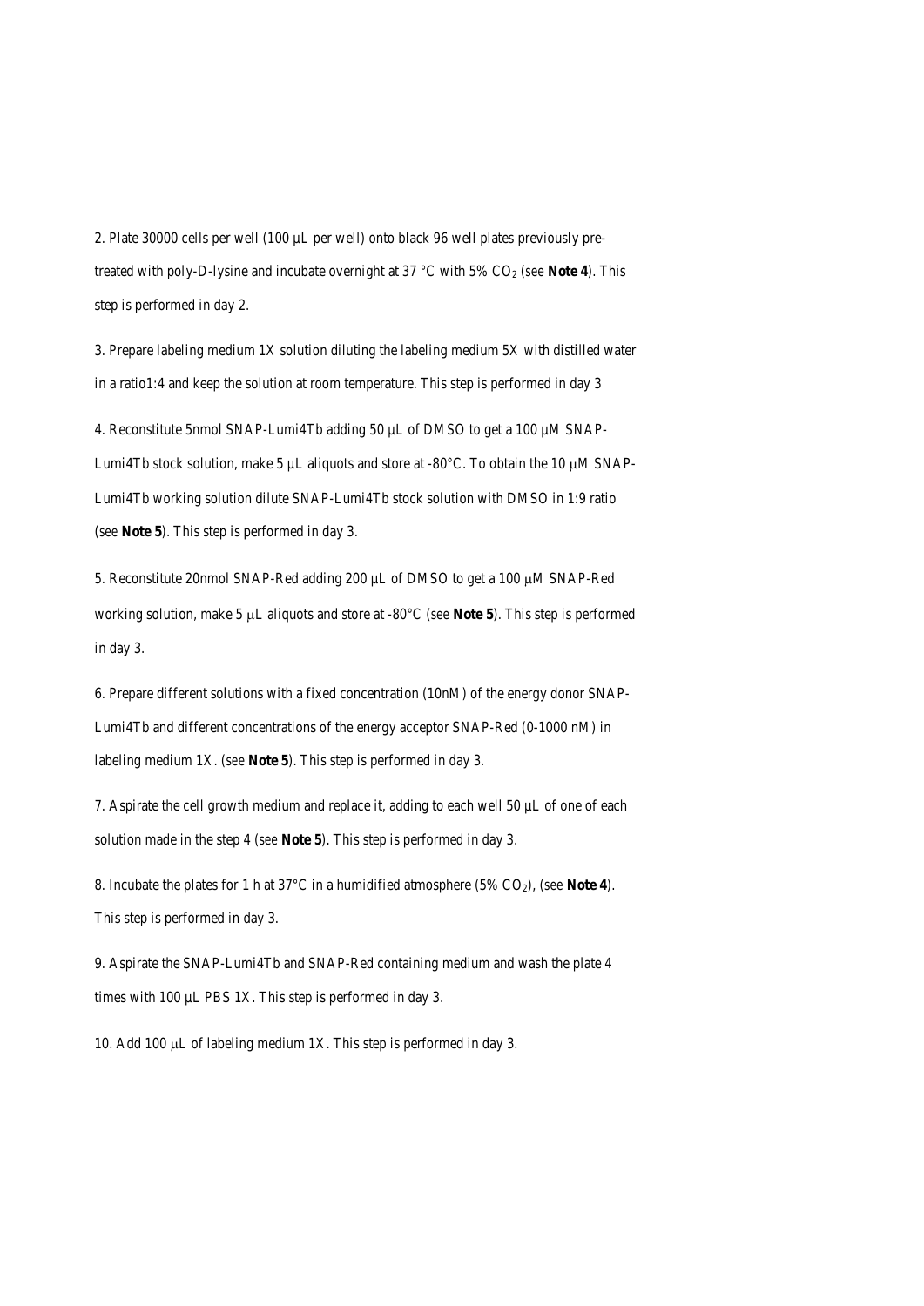2. Plate 30000 cells per well (100 µL per well) onto black 96 well plates previously pre-treated with poly-D-lysine and incubate overnight at 37 °C with 5% $CO_2$ (see **Note 4**). This step is performed in day 2.

3. Prepare labeling medium 1X solution diluting the labeling medium 5X with distilled water in a ratio1:4 and keep the solution at room temperature. This step is performed in day 3

4. Reconstitute 5nmol SNAP-Lumi4Tb adding 50 µL of DMSO to get a 100 µM SNAP-Lumi4Tb stock solution, make 5 µL aliquots and store at -80°C. To obtain the 10 µM SNAP-Lumi4Tb working solution dilute SNAP-Lumi4Tb stock solution with DMSO in 1:9 ratio (see **Note 5**). This step is performed in day 3.

5. Reconstitute 20nmol SNAP-Red adding 200 µL of DMSO to get a 100 µM SNAP-Red working solution, make 5 µL aliquots and store at -80°C (see **Note 5**). This step is performed in day 3.

6. Prepare different solutions with a fixed concentration (10nM) of the energy donor SNAP-Lumi4Tb and different concentrations of the energy acceptor SNAP-Red (0-1000 nM) in labeling medium 1X. (see **Note 5**). This step is performed in day 3.

7. Aspirate the cell growth medium and replace it, adding to each well 50 µL of one of each solution made in the step 4 (see **Note 5**). This step is performed in day 3.

8. Incubate the plates for 1 h at 37°C in a humidified atmosphere (5% $CO_2$), (see **Note 4**). This step is performed in day 3.

9. Aspirate the SNAP-Lumi4Tb and SNAP-Red containing medium and wash the plate 4 times with 100 µL PBS 1X. This step is performed in day 3.

10. Add 100 µL of labeling medium 1X. This step is performed in day 3.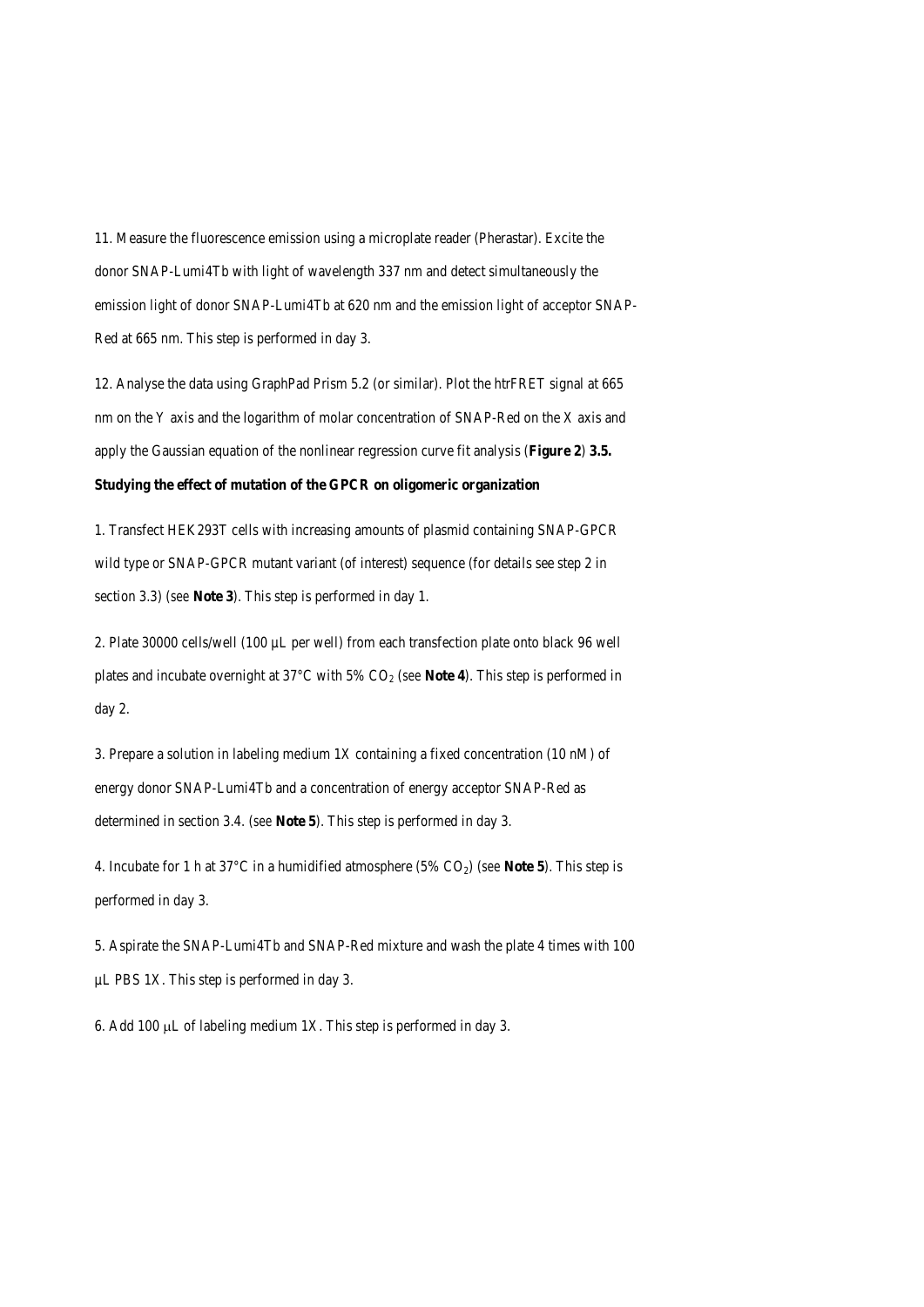11. Measure the fluorescence emission using a microplate reader (Pherastar). Excite the donor SNAP-Lumi4Tb with light of wavelength 337 nm and detect simultaneously the emission light of donor SNAP-Lumi4Tb at 620 nm and the emission light of acceptor SNAP-Red at 665 nm. This step is performed in day 3.

12. Analyse the data using GraphPad Prism 5.2 (or similar). Plot the htrFRET signal at 665 nm on the Y axis and the logarithm of molar concentration of SNAP-Red on the X axis and apply the Gaussian equation of the nonlinear regression curve fit analysis (**Figure 2**)

**3.5. Studying the effect of mutation of the GPCR on oligomeric organization**

1. Transfect HEK293T cells with increasing amounts of plasmid containing SNAP-GPCR wild type or SNAP-GPCR mutant variant (of interest) sequence (for details see step 2 in section 3.3) (see **Note 3**). This step is performed in day 1.

2. Plate 30000 cells/well (100 µL per well) from each transfection plate onto black 96 well plates and incubate overnight at 37°C with 5% $CO_2$ (see **Note 4**). This step is performed in day 2.

3. Prepare a solution in labeling medium 1X containing a fixed concentration (10 nM) of energy donor SNAP-Lumi4Tb and a concentration of energy acceptor SNAP-Red as determined in section 3.4. (see **Note 5**). This step is performed in day 3.

4. Incubate for 1 h at 37°C in a humidified atmosphere (5% $CO_2$) (see **Note 5**). This step is performed in day 3.

5. Aspirate the SNAP-Lumi4Tb and SNAP-Red mixture and wash the plate 4 times with 100 µL PBS 1X. This step is performed in day 3.

6. Add 100 µL of labeling medium 1X. This step is performed in day 3.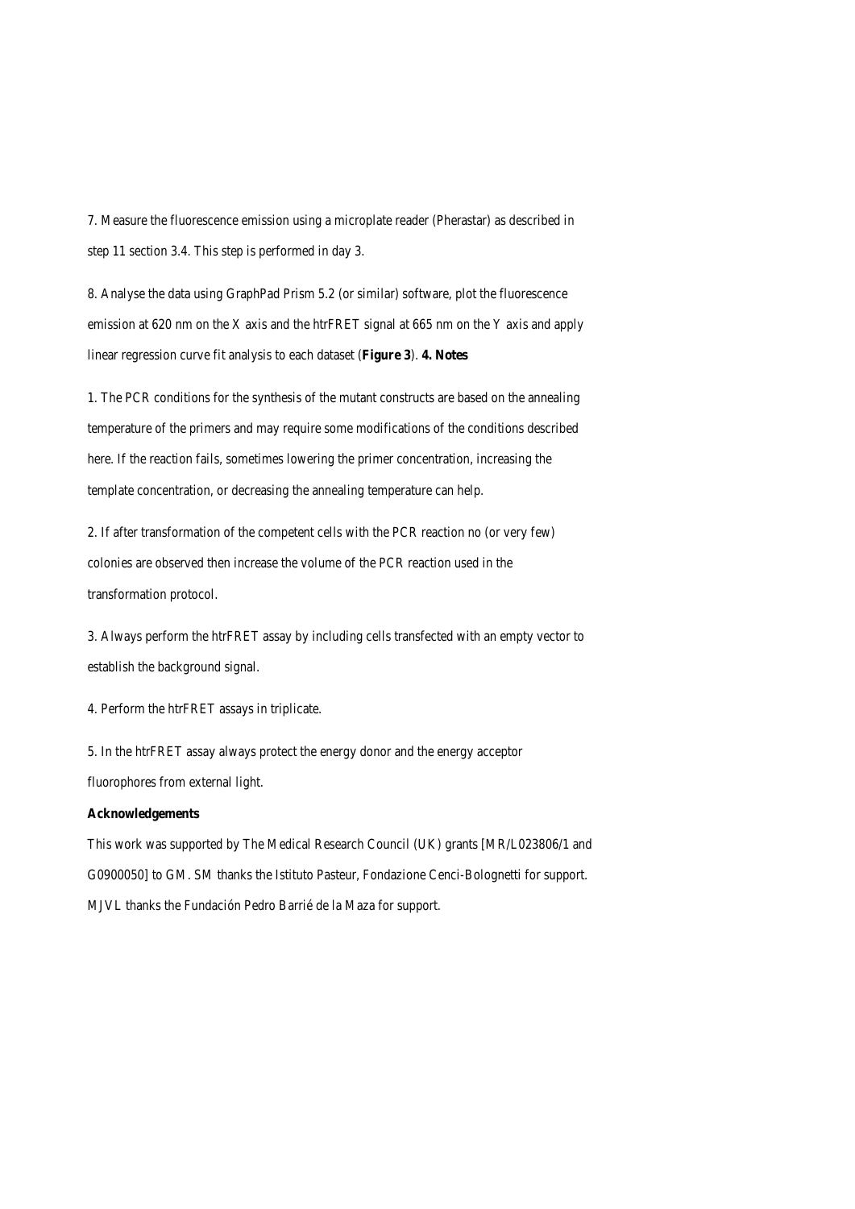7. Measure the fluorescence emission using a microplate reader (Pherastar) as described in step 11 section 3.4. This step is performed in day 3.

8. Analyse the data using GraphPad Prism 5.2 (or similar) software, plot the fluorescence emission at 620 nm on the X axis and the htrFRET signal at 665 nm on the Y axis and apply linear regression curve fit analysis to each dataset (**Figure 3**).

## 4. Notes

1. The PCR conditions for the synthesis of the mutant constructs are based on the annealing temperature of the primers and may require some modifications of the conditions described here. If the reaction fails, sometimes lowering the primer concentration, increasing the template concentration, or decreasing the annealing temperature can help.

2. If after transformation of the competent cells with the PCR reaction no (or very few) colonies are observed then increase the volume of the PCR reaction used in the transformation protocol.

3. Always perform the htrFRET assay by including cells transfected with an empty vector to establish the background signal.

4. Perform the htrFRET assays in triplicate.

5. In the htrFRET assay always protect the energy donor and the energy acceptor fluorophores from external light.

**Acknowledgements**

This work was supported by The Medical Research Council (UK) grants [MR/L023806/1 and G0900050] to GM. SM thanks the Istituto Pasteur, Fondazione Cenci-Bolognetti for support. MJVL thanks the Fundación Pedro Barrié de la Maza for support.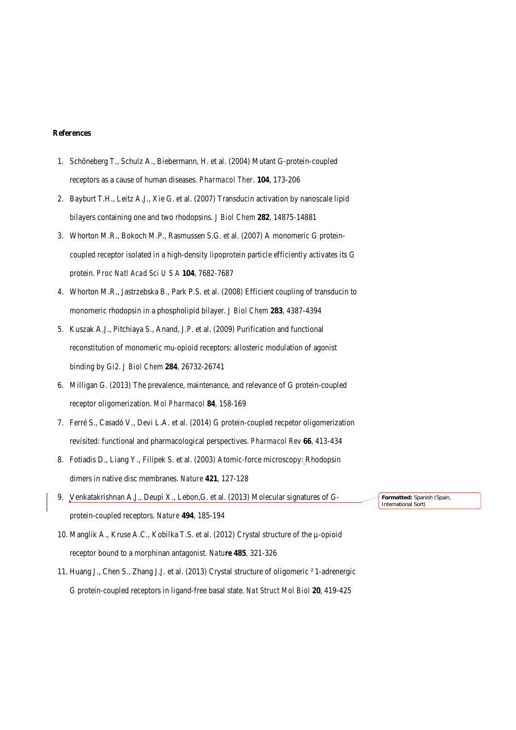**References**

1. Schöneberg T., Schulz A., Biebermann, H. et al. (2004) Mutant G-protein-coupled receptors as a cause of human diseases. *Pharmacol Ther*. **104**, 173-206
2. Bayburt T.H., Leitz A.J., Xie G. et al. (2007) Transducin activation by nanoscale lipid bilayers containing one and two rhodopsins. *J Biol Chem* **282**, 14875-14881
3. Whorton M.R., Bokoch M.P., Rasmussen S.G. et al. (2007) A monomeric G protein-coupled receptor isolated in a high-density lipoprotein particle efficiently activates its G protein. *Proc Natl Acad Sci U S A* **104**, 7682-7687
4. Whorton M.R., Jastrzebska B., Park P.S. et al. (2008) Efficient coupling of transducin to monomeric rhodopsin in a phospholipid bilayer. *J Biol Chem* **283**, 4387-4394
5. Kuszak A.J., Pitchiaya S., Anand, J.P. et al. (2009) Purification and functional reconstitution of monomeric mu-opioid receptors: allosteric modulation of agonist binding by Gi2. *J Biol Chem* **284**, 26732-26741
6. Milligan G. (2013) The prevalence, maintenance, and relevance of G protein-coupled receptor oligomerization. *Mol Pharmacol* **84**, 158-169
7. Ferré S., Casadó V., Devi L.A. et al. (2014) G protein-coupled recpetor oligomerization revisited: functional and pharmacological perspectives. *Pharmacol Rev* **66**, 413-434
8. Fotiadis D., Liang Y., Filipek S. et al. (2003) Atomic-force microscopy: Rhodopsin dimers in native disc membranes. *Nature* **421**, 127-128
9. Venkatakrishnan A.J., Deupi X., Lebon,G. et al. (2013) Molecular signatures of G-protein-coupled receptors. *Nature* **494**, 185-194
10. Manglik A., Kruse A.C., Kobilka T.S. et al. (2012) Crystal structure of the µ-opioid receptor bound to a morphinan antagonist. *Nature* **485**, 321-326
11. Huang J., Chen S., Zhang J.J. et al. (2013) Crystal structure of oligomeric ²1-adrenergic G protein-coupled receptors in ligand-free basal state. *Nat Struct Mol Biol* **20**, 419-425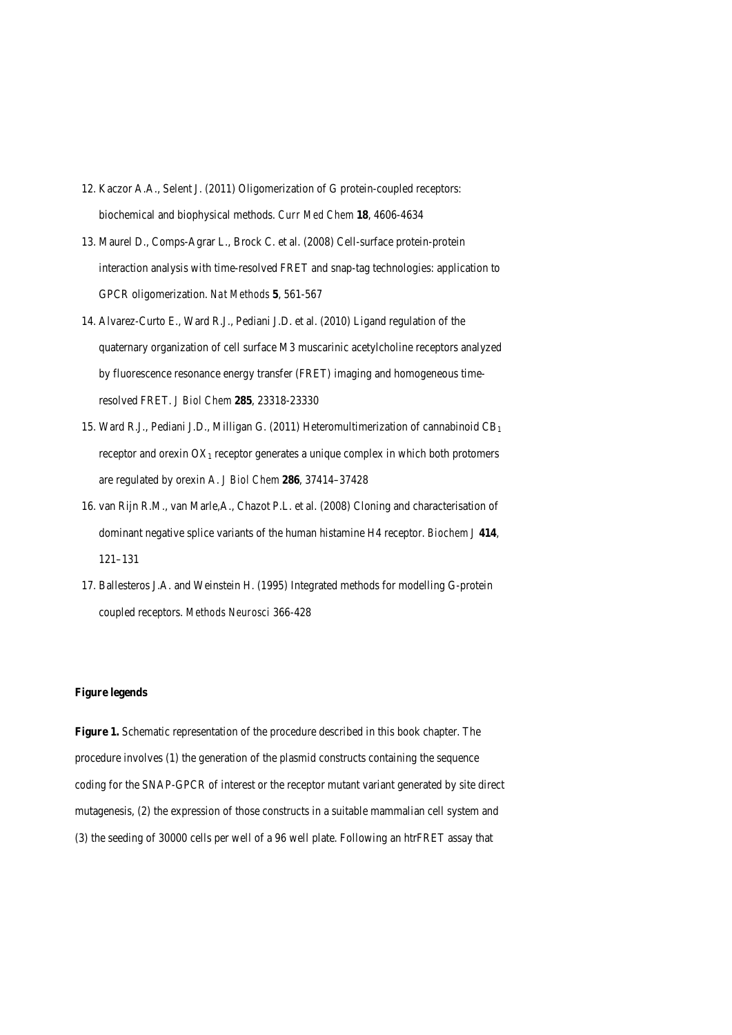12. Kaczor A.A., Selent J. (2011) Oligomerization of G protein-coupled receptors: biochemical and biophysical methods. *Curr Med Chem* **18**, 4606-4634
13. Maurel D., Comps-Agrar L., Brock C. et al. (2008) Cell-surface protein-protein interaction analysis with time-resolved FRET and snap-tag technologies: application to GPCR oligomerization. *Nat Methods* **5**, 561-567
14. Alvarez-Curto E., Ward R.J., Pediani J.D. et al. (2010) Ligand regulation of the quaternary organization of cell surface M3 muscarinic acetylcholine receptors analyzed by fluorescence resonance energy transfer (FRET) imaging and homogeneous time-resolved FRET. *J Biol Chem* **285**, 23318-23330
15. Ward R.J., Pediani J.D., Milligan G. (2011) Heteromultimerization of cannabinoid $CB_1$ receptor and orexin $OX_1$ receptor generates a unique complex in which both protomers are regulated by orexin A. *J Biol Chem* **286**, 37414–37428
16. van Rijn R.M., van Marle,A., Chazot P.L. et al. (2008) Cloning and characterisation of dominant negative splice variants of the human histamine H4 receptor. *Biochem J* **414**, 121–131
17. Ballesteros J.A. and Weinstein H. (1995) Integrated methods for modelling G-protein coupled receptors. *Methods Neurosci* 366-428

**Figure legends**

**Figure 1.** Schematic representation of the procedure described in this book chapter. The procedure involves (1) the generation of the plasmid constructs containing the sequence coding for the SNAP-GPCR of interest or the receptor mutant variant generated by site direct mutagenesis, (2) the expression of those constructs in a suitable mammalian cell system and (3) the seeding of 30000 cells per well of a 96 well plate. Following an htrFRET assay that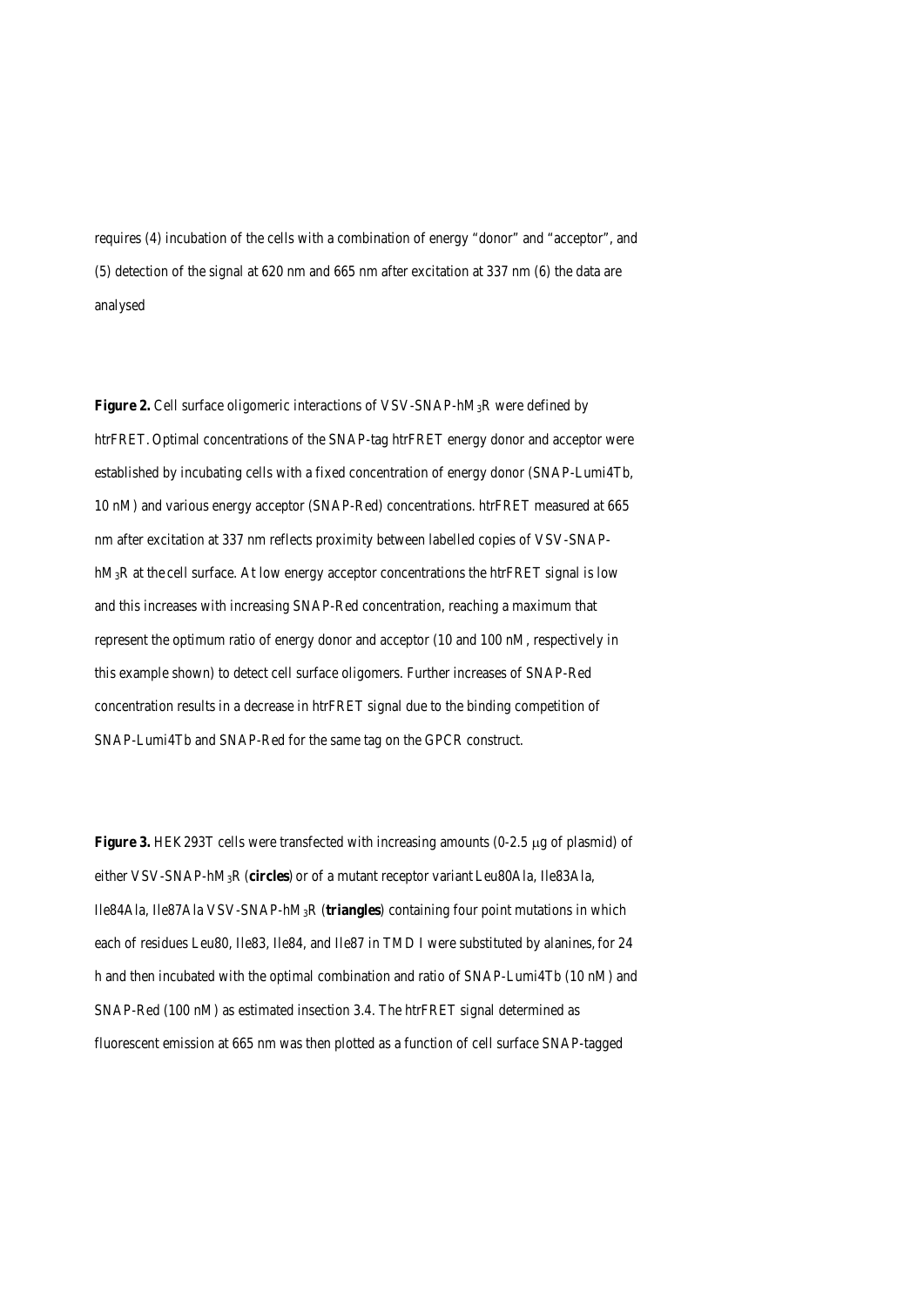requires (4) incubation of the cells with a combination of energy "donor" and "acceptor", and (5) detection of the signal at 620 nm and 665 nm after excitation at 337 nm (6) the data are analysed

**Figure 2.** Cell surface oligomeric interactions of VSV-SNAP-h$M_3$R were defined by htrFRET. Optimal concentrations of the SNAP-tag htrFRET energy donor and acceptor were established by incubating cells with a fixed concentration of energy donor (SNAP-Lumi4Tb, 10 nM) and various energy acceptor (SNAP-Red) concentrations. htrFRET measured at 665 nm after excitation at 337 nm reflects proximity between labelled copies of VSV-SNAP-h$M_3$R at the cell surface. At low energy acceptor concentrations the htrFRET signal is low and this increases with increasing SNAP-Red concentration, reaching a maximum that represent the optimum ratio of energy donor and acceptor (10 and 100 nM, respectively in this example shown) to detect cell surface oligomers. Further increases of SNAP-Red concentration results in a decrease in htrFRET signal due to the binding competition of SNAP-Lumi4Tb and SNAP-Red for the same tag on the GPCR construct.

**Figure 3.** HEK293T cells were transfected with increasing amounts (0-2.5 μg of plasmid) of either VSV-SNAP-h$M_3$R (**circles**) or of a mutant receptor variant Leu80Ala, Ile83Ala, Ile84Ala, Ile87Ala VSV-SNAP-h$M_3$R (**triangles**) containing four point mutations in which each of residues Leu80, Ile83, Ile84, and Ile87 in TMD I were substituted by alanines, for 24 h and then incubated with the optimal combination and ratio of SNAP-Lumi4Tb (10 nM) and SNAP-Red (100 nM) as estimated insection 3.4. The htrFRET signal determined as fluorescent emission at 665 nm was then plotted as a function of cell surface SNAP-tagged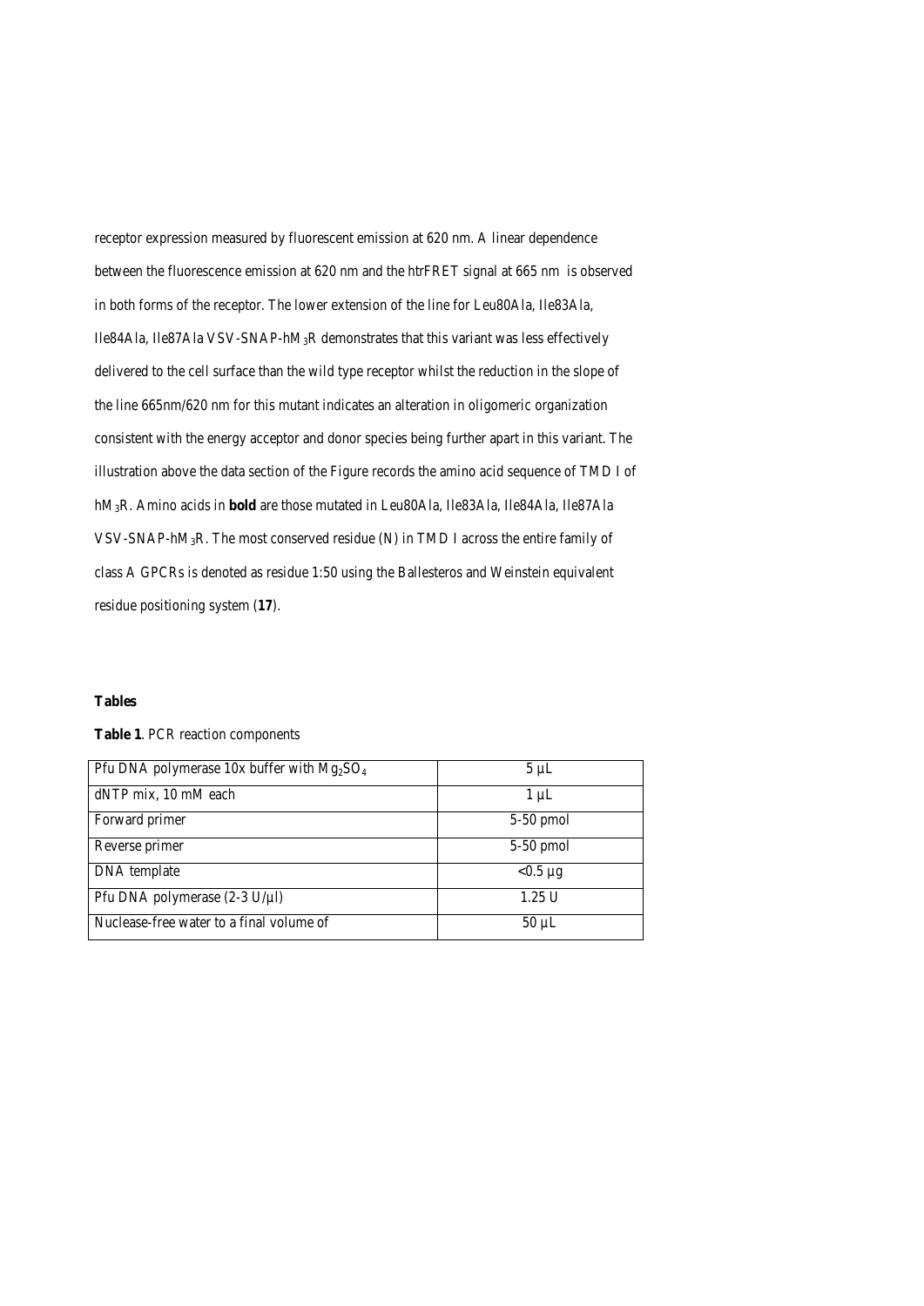receptor expression measured by fluorescent emission at 620 nm. A linear dependence between the fluorescence emission at 620 nm and the htrFRET signal at 665 nm is observed in both forms of the receptor. The lower extension of the line for Leu80Ala, Ile83Ala, Ile84Ala, Ile87Ala VSV-SNAP-h$M_3$R demonstrates that this variant was less effectively delivered to the cell surface than the wild type receptor whilst the reduction in the slope of the line 665nm/620 nm for this mutant indicates an alteration in oligomeric organization consistent with the energy acceptor and donor species being further apart in this variant. The illustration above the data section of the Figure records the amino acid sequence of TMD I of h$M_3$R. Amino acids in **bold** are those mutated in Leu80Ala, Ile83Ala, Ile84Ala, Ile87Ala VSV-SNAP-h$M_3$R. The most conserved residue (N) in TMD I across the entire family of class A GPCRs is denoted as residue 1:50 using the Ballesteros and Weinstein equivalent residue positioning system (**17**).

**Tables**

**Table 1**. PCR reaction components

| | |
|---|---|
| Pfu DNA polymerase 10x buffer with $Mg_2SO_4$ | 5 µL |
| dNTP mix, 10 mM each | 1 µL |
| Forward primer | 5-50 pmol |
| Reverse primer | 5-50 pmol |
| DNA template | <0.5 µg |
| Pfu DNA polymerase (2-3 U/µl) | 1.25 U |
| Nuclease-free water to a final volume of | 50 µL |